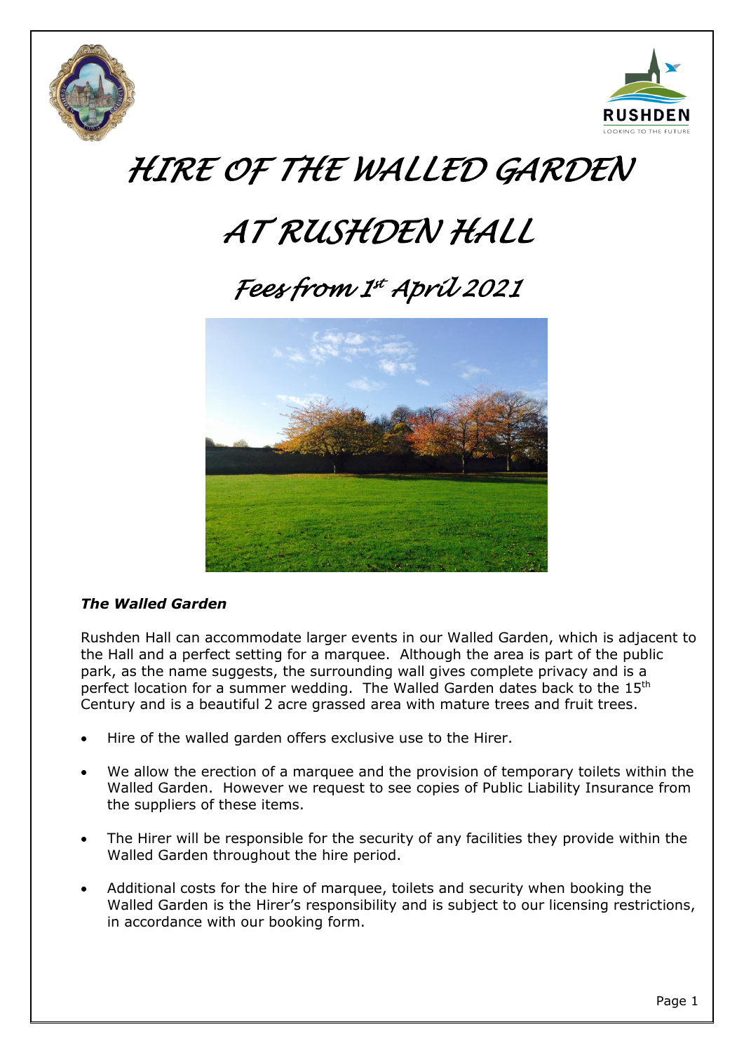# *HIRE OF THE WALLED GARDEN*

# *AT RUSHDEN HALL*

## *Fees from 1st April 2021*

### *The Walled Garden*

Rushden Hall can accommodate larger events in our Walled Garden, which is adjacent to the Hall and a perfect setting for a marquee. Although the area is part of the public park, as the name suggests, the surrounding wall gives complete privacy and is a perfect location for a summer wedding. The Walled Garden dates back to the 15th Century and is a beautiful 2 acre grassed area with mature trees and fruit trees.

- Hire of the walled garden offers exclusive use to the Hirer.
- We allow the erection of a marquee and the provision of temporary toilets within the Walled Garden. However we request to see copies of Public Liability Insurance from the suppliers of these items.
- The Hirer will be responsible for the security of any facilities they provide within the Walled Garden throughout the hire period.
- Additional costs for the hire of marquee, toilets and security when booking the Walled Garden is the Hirer's responsibility and is subject to our licensing restrictions, in accordance with our booking form.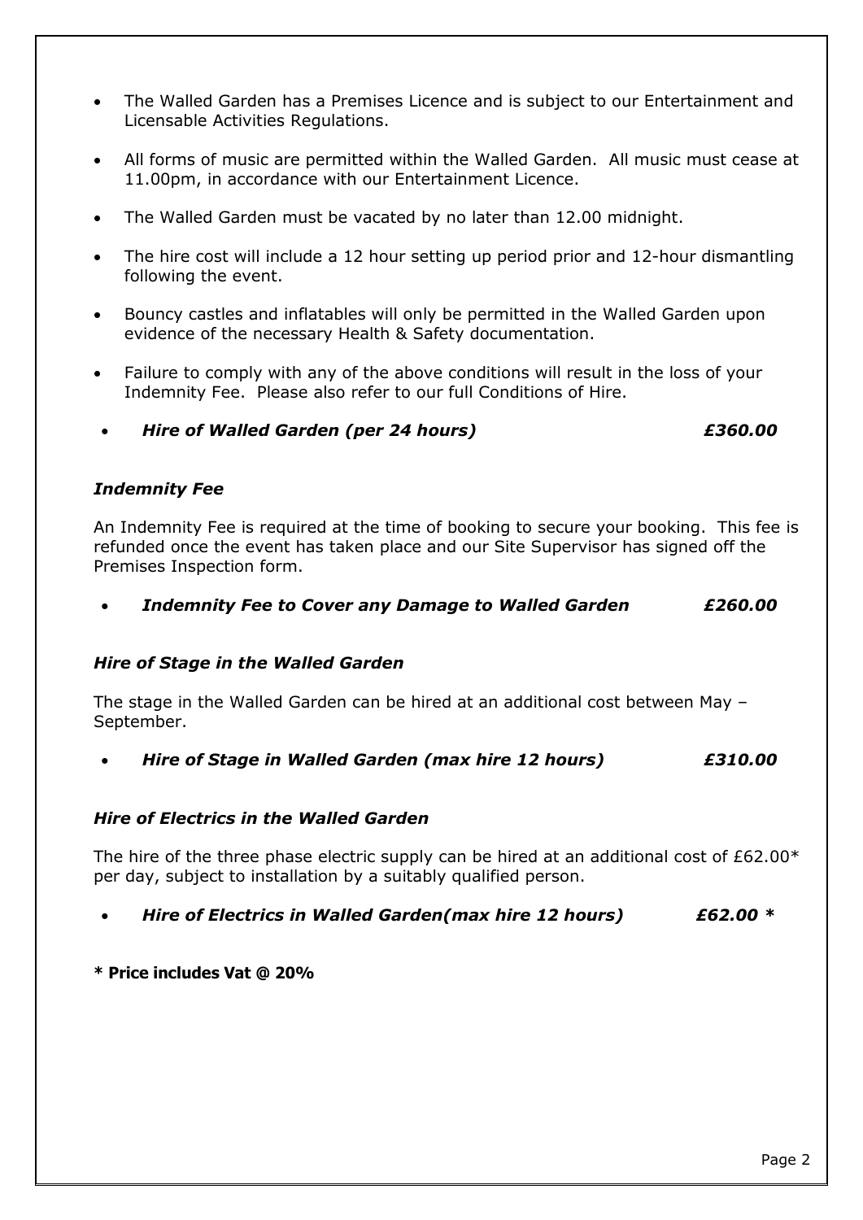- The Walled Garden has a Premises Licence and is subject to our Entertainment and Licensable Activities Regulations.
- All forms of music are permitted within the Walled Garden. All music must cease at 11.00pm, in accordance with our Entertainment Licence.
- The Walled Garden must be vacated by no later than 12.00 midnight.
- The hire cost will include a 12 hour setting up period prior and 12-hour dismantling following the event.
- Bouncy castles and inflatables will only be permitted in the Walled Garden upon evidence of the necessary Health & Safety documentation.
- Failure to comply with any of the above conditions will result in the loss of your Indemnity Fee. Please also refer to our full Conditions of Hire.
- ***Hire of Walled Garden (per 24 hours) £360.00***

### *Indemnity Fee*

An Indemnity Fee is required at the time of booking to secure your booking. This fee is refunded once the event has taken place and our Site Supervisor has signed off the Premises Inspection form.

- ***Indemnity Fee to Cover any Damage to Walled Garden £260.00***

### *Hire of Stage in the Walled Garden*

The stage in the Walled Garden can be hired at an additional cost between May – September.

- ***Hire of Stage in Walled Garden (max hire 12 hours) £310.00***

### *Hire of Electrics in the Walled Garden*

The hire of the three phase electric supply can be hired at an additional cost of £62.00* per day, subject to installation by a suitably qualified person.

- ***Hire of Electrics in Walled Garden(max hire 12 hours) £62.00 ****

**\* Price includes Vat @ 20%**